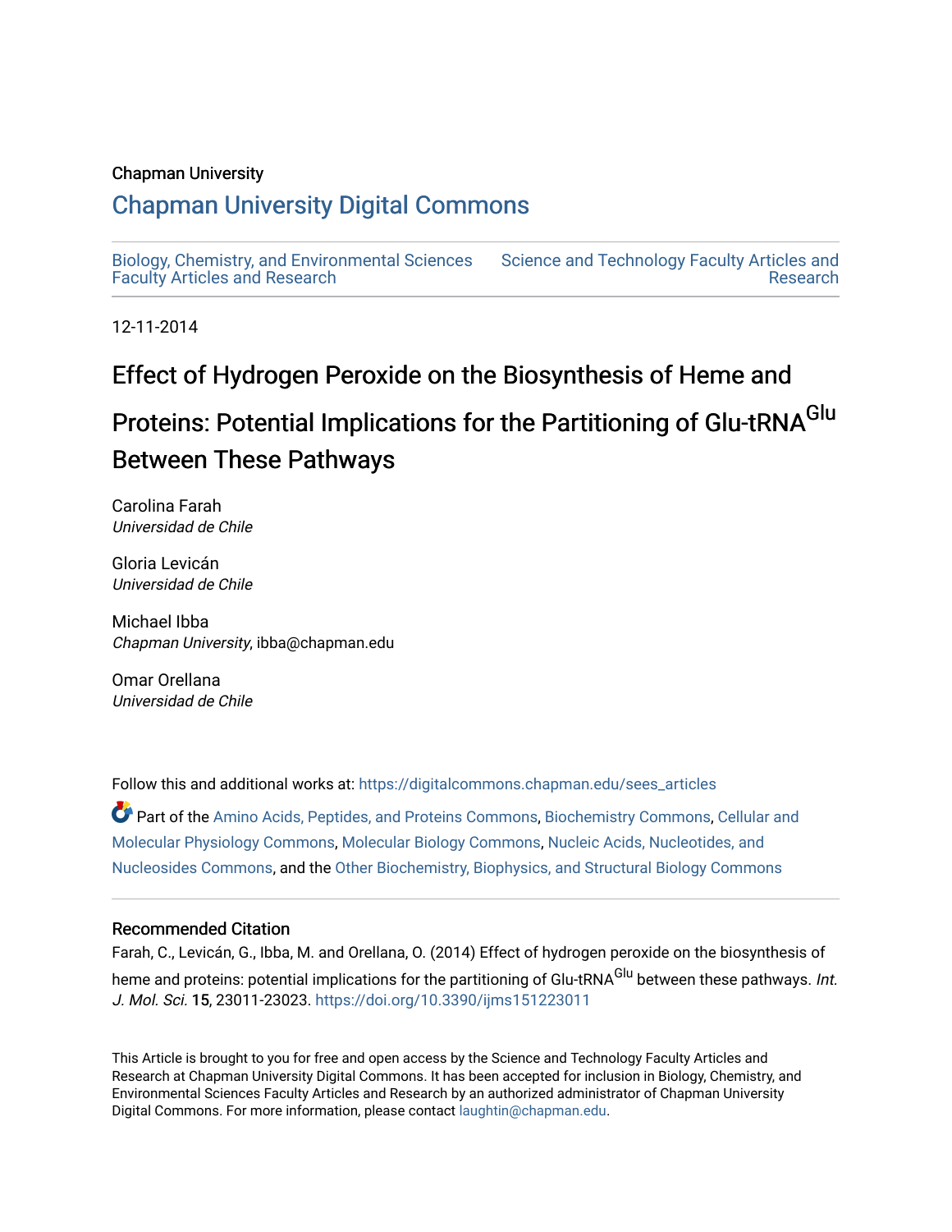Chapman University

# Chapman University Digital Commons

Biology, Chemistry, and Environmental Sciences Faculty Articles and Research

Science and Technology Faculty Articles and Research

12-11-2014

# Effect of Hydrogen Peroxide on the Biosynthesis of Heme and Proteins: Potential Implications for the Partitioning of Glu-tRNA$^{Glu}$ Between These Pathways

Carolina Farah
*Universidad de Chile*

Gloria Levicán
*Universidad de Chile*

Michael Ibba
*Chapman University*, ibba@chapman.edu

Omar Orellana
*Universidad de Chile*

Follow this and additional works at: https://digitalcommons.chapman.edu/sees_articles

Part of the Amino Acids, Peptides, and Proteins Commons, Biochemistry Commons, Cellular and Molecular Physiology Commons, Molecular Biology Commons, Nucleic Acids, Nucleotides, and Nucleosides Commons, and the Other Biochemistry, Biophysics, and Structural Biology Commons

## Recommended Citation

Farah, C., Levicán, G., Ibba, M. and Orellana, O. (2014) Effect of hydrogen peroxide on the biosynthesis of heme and proteins: potential implications for the partitioning of Glu-tRNA$^{Glu}$ between these pathways. *Int. J. Mol. Sci.* **15**, 23011-23023. https://doi.org/10.3390/ijms151223011

This Article is brought to you for free and open access by the Science and Technology Faculty Articles and Research at Chapman University Digital Commons. It has been accepted for inclusion in Biology, Chemistry, and Environmental Sciences Faculty Articles and Research by an authorized administrator of Chapman University Digital Commons. For more information, please contact laughtin@chapman.edu.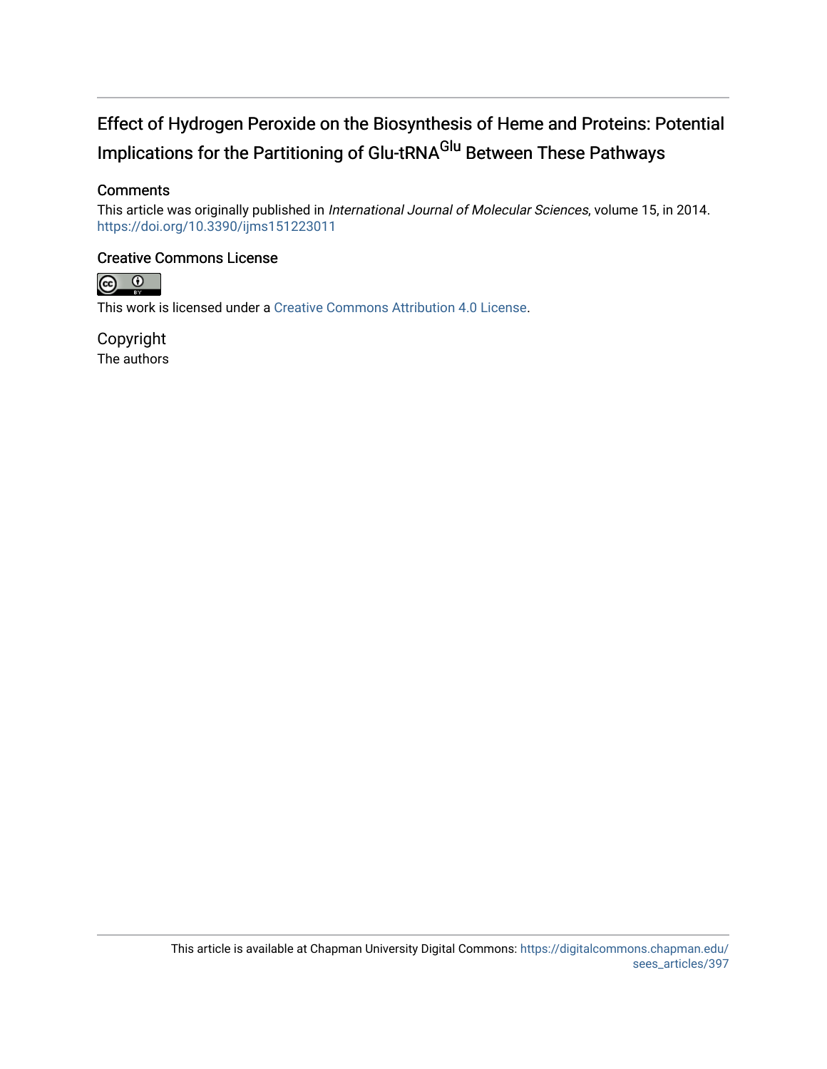# Effect of Hydrogen Peroxide on the Biosynthesis of Heme and Proteins: Potential Implications for the Partitioning of Glu-tRNA$^{Glu}$ Between These Pathways

## Comments

This article was originally published in *International Journal of Molecular Sciences*, volume 15, in 2014. https://doi.org/10.3390/ijms151223011

## Creative Commons License

This work is licensed under a Creative Commons Attribution 4.0 License.

## Copyright

The authors

This article is available at Chapman University Digital Commons: https://digitalcommons.chapman.edu/sees_articles/397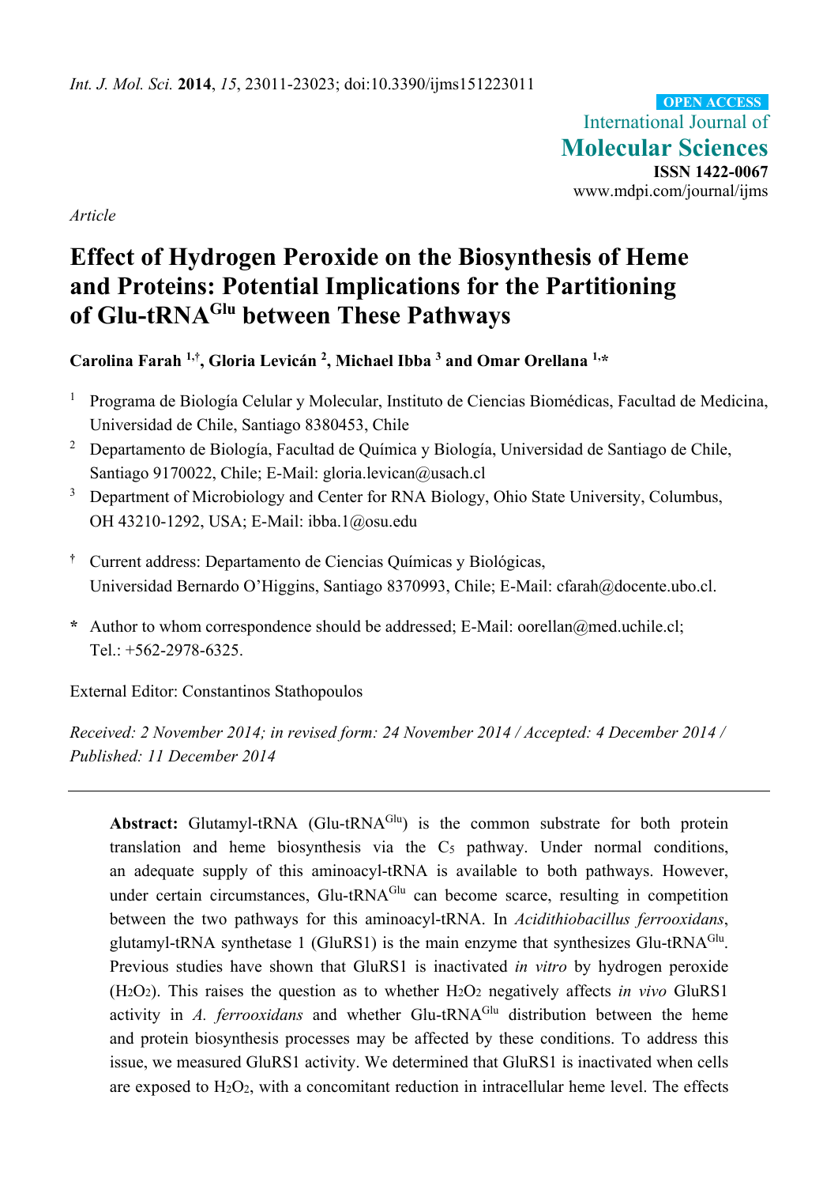*Article*

# Effect of Hydrogen Peroxide on the Biosynthesis of Heme and Proteins: Potential Implications for the Partitioning of Glu-tRNA$^{Glu}$ between These Pathways

**Carolina Farah [1,†], Gloria Levicán [2], Michael Ibba [3] and Omar Orellana [1,*]**

[1] Programa de Biología Celular y Molecular, Instituto de Ciencias Biomédicas, Facultad de Medicina, Universidad de Chile, Santiago 8380453, Chile

[2] Departamento de Biología, Facultad de Química y Biología, Universidad de Santiago de Chile, Santiago 9170022, Chile; E-Mail: gloria.levican@usach.cl

[3] Department of Microbiology and Center for RNA Biology, Ohio State University, Columbus, OH 43210-1292, USA; E-Mail: ibba.1@osu.edu

[†] Current address: Departamento de Ciencias Químicas y Biológicas, Universidad Bernardo O'Higgins, Santiago 8370993, Chile; E-Mail: cfarah@docente.ubo.cl.

[*] Author to whom correspondence should be addressed; E-Mail: oorellan@med.uchile.cl; Tel.: +562-2978-6325.

External Editor: Constantinos Stathopoulos

*Received: 2 November 2014; in revised form: 24 November 2014 / Accepted: 4 December 2014 / Published: 11 December 2014*

---

**Abstract:** Glutamyl-tRNA (Glu-tRNA$^{Glu}$) is the common substrate for both protein translation and heme biosynthesis via the $C_5$ pathway. Under normal conditions, an adequate supply of this aminoacyl-tRNA is available to both pathways. However, under certain circumstances, Glu-tRNA$^{Glu}$ can become scarce, resulting in competition between the two pathways for this aminoacyl-tRNA. In *Acidithiobacillus ferrooxidans*, glutamyl-tRNA synthetase 1 (GluRS1) is the main enzyme that synthesizes Glu-tRNA$^{Glu}$. Previous studies have shown that GluRS1 is inactivated *in vitro* by hydrogen peroxide ($H_2O_2$). This raises the question as to whether $H_2O_2$ negatively affects *in vivo* GluRS1 activity in *A. ferrooxidans* and whether Glu-tRNA$^{Glu}$ distribution between the heme and protein biosynthesis processes may be affected by these conditions. To address this issue, we measured GluRS1 activity. We determined that GluRS1 is inactivated when cells are exposed to $H_2O_2$, with a concomitant reduction in intracellular heme level. The effects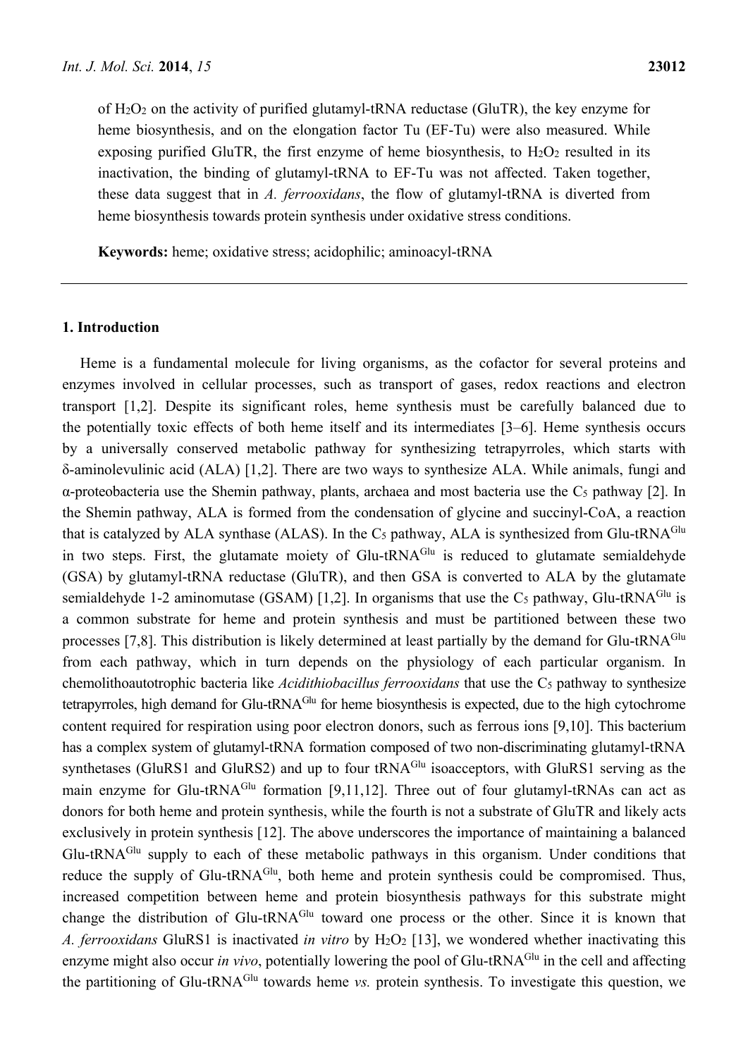of $H_2O_2$ on the activity of purified glutamyl-tRNA reductase (GluTR), the key enzyme for heme biosynthesis, and on the elongation factor Tu (EF-Tu) were also measured. While exposing purified GluTR, the first enzyme of heme biosynthesis, to $H_2O_2$ resulted in its inactivation, the binding of glutamyl-tRNA to EF-Tu was not affected. Taken together, these data suggest that in *A. ferrooxidans*, the flow of glutamyl-tRNA is diverted from heme biosynthesis towards protein synthesis under oxidative stress conditions.

**Keywords:** heme; oxidative stress; acidophilic; aminoacyl-tRNA

## 1. Introduction

Heme is a fundamental molecule for living organisms, as the cofactor for several proteins and enzymes involved in cellular processes, such as transport of gases, redox reactions and electron transport [1,2]. Despite its significant roles, heme synthesis must be carefully balanced due to the potentially toxic effects of both heme itself and its intermediates [3–6]. Heme synthesis occurs by a universally conserved metabolic pathway for synthesizing tetrapyrroles, which starts with δ-aminolevulinic acid (ALA) [1,2]. There are two ways to synthesize ALA. While animals, fungi and α-proteobacteria use the Shemin pathway, plants, archaea and most bacteria use the $C_5$ pathway [2]. In the Shemin pathway, ALA is formed from the condensation of glycine and succinyl-CoA, a reaction that is catalyzed by ALA synthase (ALAS). In the $C_5$ pathway, ALA is synthesized from Glu-$tRNA^{Glu}$ in two steps. First, the glutamate moiety of Glu-$tRNA^{Glu}$ is reduced to glutamate semialdehyde (GSA) by glutamyl-tRNA reductase (GluTR), and then GSA is converted to ALA by the glutamate semialdehyde 1-2 aminomutase (GSAM) [1,2]. In organisms that use the $C_5$ pathway, Glu-$tRNA^{Glu}$ is a common substrate for heme and protein synthesis and must be partitioned between these two processes [7,8]. This distribution is likely determined at least partially by the demand for Glu-$tRNA^{Glu}$ from each pathway, which in turn depends on the physiology of each particular organism. In chemolithoautotrophic bacteria like *Acidithiobacillus ferrooxidans* that use the $C_5$ pathway to synthesize tetrapyrroles, high demand for Glu-$tRNA^{Glu}$ for heme biosynthesis is expected, due to the high cytochrome content required for respiration using poor electron donors, such as ferrous ions [9,10]. This bacterium has a complex system of glutamyl-tRNA formation composed of two non-discriminating glutamyl-tRNA synthetases (GluRS1 and GluRS2) and up to four $tRNA^{Glu}$ isoacceptors, with GluRS1 serving as the main enzyme for Glu-$tRNA^{Glu}$ formation [9,11,12]. Three out of four glutamyl-tRNAs can act as donors for both heme and protein synthesis, while the fourth is not a substrate of GluTR and likely acts exclusively in protein synthesis [12]. The above underscores the importance of maintaining a balanced Glu-$tRNA^{Glu}$ supply to each of these metabolic pathways in this organism. Under conditions that reduce the supply of Glu-$tRNA^{Glu}$, both heme and protein synthesis could be compromised. Thus, increased competition between heme and protein biosynthesis pathways for this substrate might change the distribution of Glu-$tRNA^{Glu}$ toward one process or the other. Since it is known that *A. ferrooxidans* GluRS1 is inactivated *in vitro* by $H_2O_2$ [13], we wondered whether inactivating this enzyme might also occur *in vivo*, potentially lowering the pool of Glu-$tRNA^{Glu}$ in the cell and affecting the partitioning of Glu-$tRNA^{Glu}$ towards heme *vs.* protein synthesis. To investigate this question, we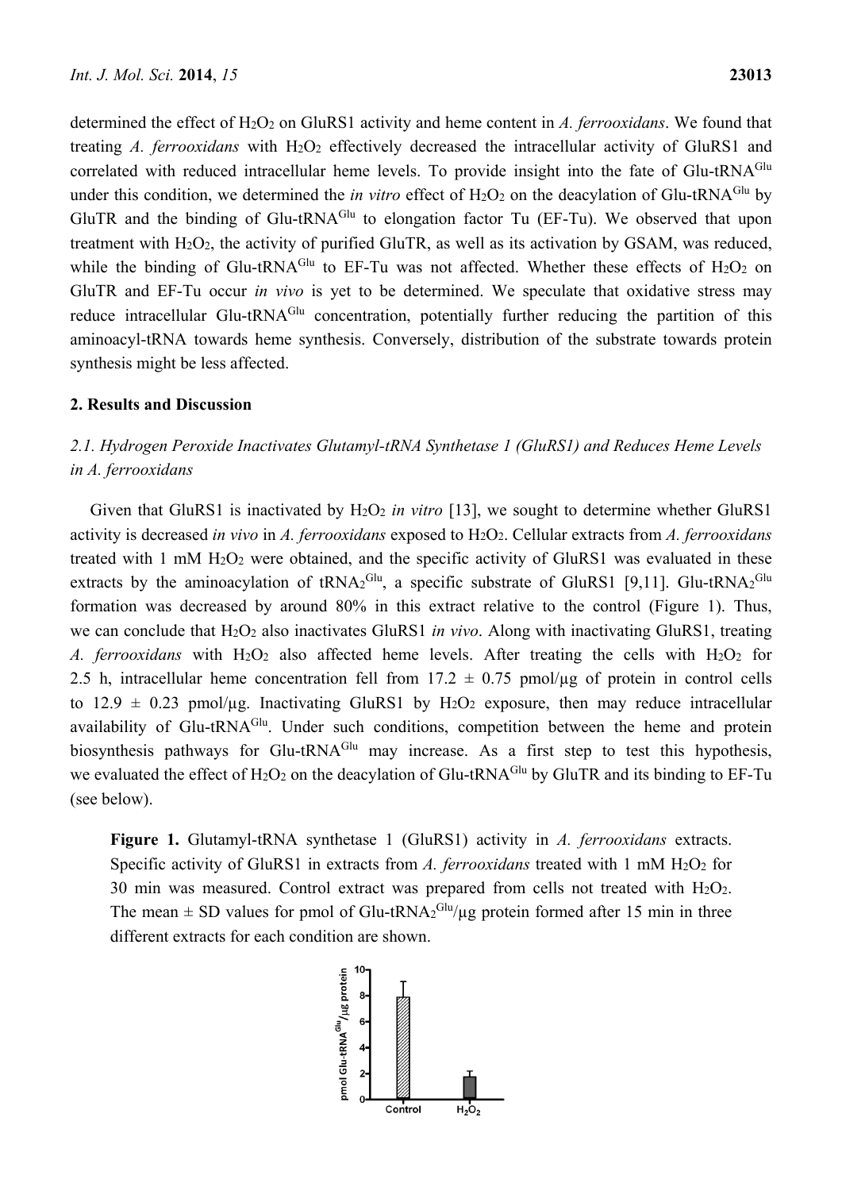determined the effect of $H_2O_2$ on GluRS1 activity and heme content in *A. ferrooxidans*. We found that treating *A. ferrooxidans* with $H_2O_2$ effectively decreased the intracellular activity of GluRS1 and correlated with reduced intracellular heme levels. To provide insight into the fate of Glu-$tRNA^{Glu}$ under this condition, we determined the *in vitro* effect of $H_2O_2$ on the deacylation of Glu-$tRNA^{Glu}$ by GluTR and the binding of Glu-$tRNA^{Glu}$ to elongation factor Tu (EF-Tu). We observed that upon treatment with $H_2O_2$, the activity of purified GluTR, as well as its activation by GSAM, was reduced, while the binding of Glu-$tRNA^{Glu}$ to EF-Tu was not affected. Whether these effects of $H_2O_2$ on GluTR and EF-Tu occur *in vivo* is yet to be determined. We speculate that oxidative stress may reduce intracellular Glu-$tRNA^{Glu}$ concentration, potentially further reducing the partition of this aminoacyl-tRNA towards heme synthesis. Conversely, distribution of the substrate towards protein synthesis might be less affected.

## 2. Results and Discussion

### 2.1. Hydrogen Peroxide Inactivates Glutamyl-tRNA Synthetase 1 (GluRS1) and Reduces Heme Levels in *A. ferrooxidans*

Given that GluRS1 is inactivated by $H_2O_2$ *in vitro* [13], we sought to determine whether GluRS1 activity is decreased *in vivo* in *A. ferrooxidans* exposed to $H_2O_2$. Cellular extracts from *A. ferrooxidans* treated with 1 mM $H_2O_2$ were obtained, and the specific activity of GluRS1 was evaluated in these extracts by the aminoacylation of $tRNA_2^{Glu}$, a specific substrate of GluRS1 [9,11]. Glu-$tRNA_2^{Glu}$ formation was decreased by around 80% in this extract relative to the control (Figure 1). Thus, we can conclude that $H_2O_2$ also inactivates GluRS1 *in vivo*. Along with inactivating GluRS1, treating *A. ferrooxidans* with $H_2O_2$ also affected heme levels. After treating the cells with $H_2O_2$ for 2.5 h, intracellular heme concentration fell from 17.2 ± 0.75 pmol/μg of protein in control cells to 12.9 ± 0.23 pmol/μg. Inactivating GluRS1 by $H_2O_2$ exposure, then may reduce intracellular availability of Glu-$tRNA^{Glu}$. Under such conditions, competition between the heme and protein biosynthesis pathways for Glu-$tRNA^{Glu}$ may increase. As a first step to test this hypothesis, we evaluated the effect of $H_2O_2$ on the deacylation of Glu-$tRNA^{Glu}$ by GluTR and its binding to EF-Tu (see below).

**Figure 1.** Glutamyl-tRNA synthetase 1 (GluRS1) activity in *A. ferrooxidans* extracts. Specific activity of GluRS1 in extracts from *A. ferrooxidans* treated with 1 mM $H_2O_2$ for 30 min was measured. Control extract was prepared from cells not treated with $H_2O_2$. The mean ± SD values for pmol of Glu-$tRNA_2^{Glu}$/μg protein formed after 15 min in three different extracts for each condition are shown.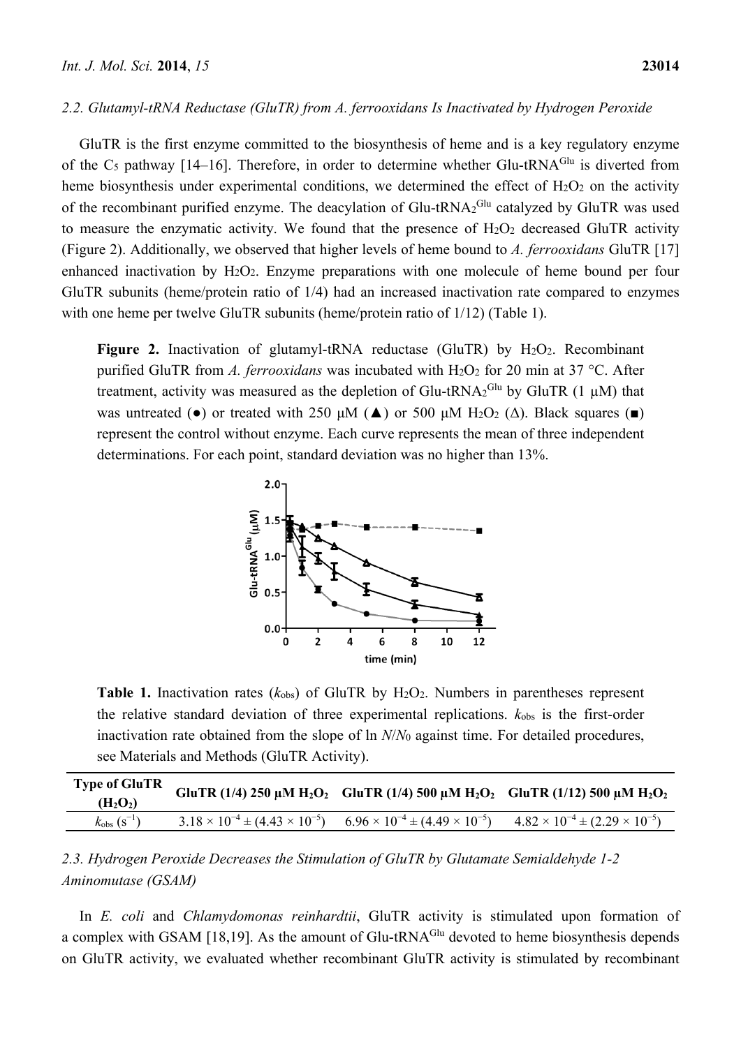### 2.2. Glutamyl-tRNA Reductase (GluTR) from *A. ferrooxidans* Is Inactivated by Hydrogen Peroxide

GluTR is the first enzyme committed to the biosynthesis of heme and is a key regulatory enzyme of the $C_5$ pathway [14–16]. Therefore, in order to determine whether Glu-tRNA$^{Glu}$ is diverted from heme biosynthesis under experimental conditions, we determined the effect of $H_2O_2$ on the activity of the recombinant purified enzyme. The deacylation of Glu-tRNA$_2^{Glu}$ catalyzed by GluTR was used to measure the enzymatic activity. We found that the presence of $H_2O_2$ decreased GluTR activity (Figure 2). Additionally, we observed that higher levels of heme bound to *A. ferrooxidans* GluTR [17] enhanced inactivation by $H_2O_2$. Enzyme preparations with one molecule of heme bound per four GluTR subunits (heme/protein ratio of 1/4) had an increased inactivation rate compared to enzymes with one heme per twelve GluTR subunits (heme/protein ratio of 1/12) (Table 1).

**Figure 2.** Inactivation of glutamyl-tRNA reductase (GluTR) by $H_2O_2$. Recombinant purified GluTR from *A. ferrooxidans* was incubated with $H_2O_2$ for 20 min at 37 °C. After treatment, activity was measured as the depletion of Glu-tRNA$_2^{Glu}$ by GluTR (1 μM) that was untreated (●) or treated with 250 μM (▲) or 500 μM $H_2O_2$ (Δ). Black squares (■) represent the control without enzyme. Each curve represents the mean of three independent determinations. For each point, standard deviation was no higher than 13%.

**Table 1.** Inactivation rates ($k_{obs}$) of GluTR by $H_2O_2$. Numbers in parentheses represent the relative standard deviation of three experimental replications. $k_{obs}$ is the first-order inactivation rate obtained from the slope of ln $N/N_0$ against time. For detailed procedures, see Materials and Methods (GluTR Activity).

| Type of GluTR ($H_2O_2$) | GluTR (1/4) 250 μM $H_2O_2$ | GluTR (1/4) 500 μM $H_2O_2$ | GluTR (1/12) 500 μM $H_2O_2$ |
|---|---|---|---|
| $k_{obs}$ ($s^{-1}$) | $3.18 \times 10^{-4} \pm (4.43 \times 10^{-5})$ | $6.96 \times 10^{-4} \pm (4.49 \times 10^{-5})$ | $4.82 \times 10^{-4} \pm (2.29 \times 10^{-5})$ |

### 2.3. Hydrogen Peroxide Decreases the Stimulation of GluTR by Glutamate Semialdehyde 1-2 Aminomutase (GSAM)

In *E. coli* and *Chlamydomonas reinhardtii*, GluTR activity is stimulated upon formation of a complex with GSAM [18,19]. As the amount of Glu-tRNA$^{Glu}$ devoted to heme biosynthesis depends on GluTR activity, we evaluated whether recombinant GluTR activity is stimulated by recombinant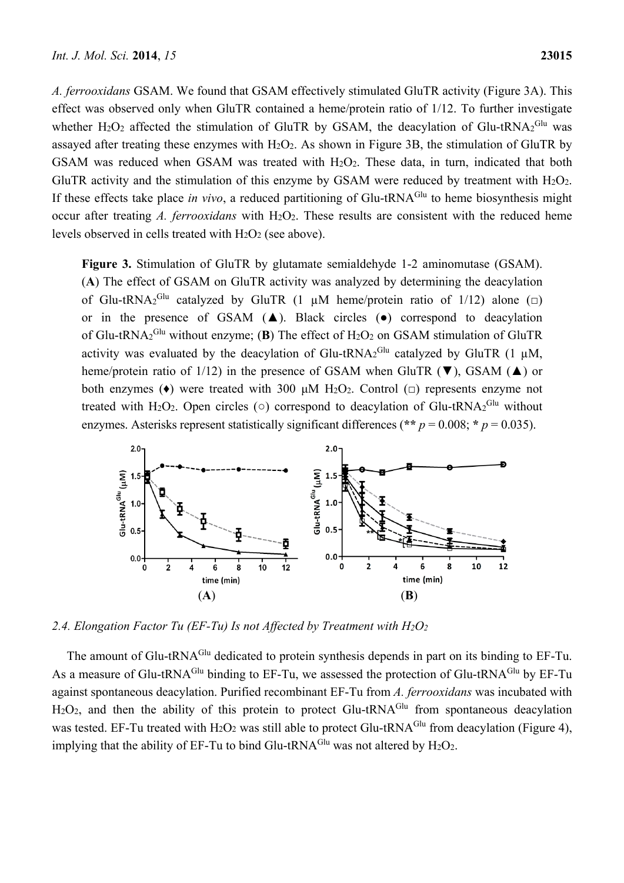*A. ferrooxidans* GSAM. We found that GSAM effectively stimulated GluTR activity (Figure 3A). This effect was observed only when GluTR contained a heme/protein ratio of 1/12. To further investigate whether $H_2O_2$ affected the stimulation of GluTR by GSAM, the deacylation of Glu-tRNA$_2^{Glu}$ was assayed after treating these enzymes with $H_2O_2$. As shown in Figure 3B, the stimulation of GluTR by GSAM was reduced when GSAM was treated with $H_2O_2$. These data, in turn, indicated that both GluTR activity and the stimulation of this enzyme by GSAM were reduced by treatment with $H_2O_2$. If these effects take place *in vivo*, a reduced partitioning of Glu-tRNA$^{Glu}$ to heme biosynthesis might occur after treating *A. ferrooxidans* with $H_2O_2$. These results are consistent with the reduced heme levels observed in cells treated with $H_2O_2$ (see above).

**Figure 3.** Stimulation of GluTR by glutamate semialdehyde 1-2 aminomutase (GSAM). (**A**) The effect of GSAM on GluTR activity was analyzed by determining the deacylation of Glu-tRNA$_2^{Glu}$ catalyzed by GluTR (1 µM heme/protein ratio of 1/12) alone (□) or in the presence of GSAM (▲). Black circles (●) correspond to deacylation of Glu-tRNA$_2^{Glu}$ without enzyme; (**B**) The effect of $H_2O_2$ on GSAM stimulation of GluTR activity was evaluated by the deacylation of Glu-tRNA$_2^{Glu}$ catalyzed by GluTR (1 µM, heme/protein ratio of 1/12) in the presence of GSAM when GluTR (▼), GSAM (▲) or both enzymes (♦) were treated with 300 µM $H_2O_2$. Control (□) represents enzyme not treated with $H_2O_2$. Open circles (○) correspond to deacylation of Glu-tRNA$_2^{Glu}$ without enzymes. Asterisks represent statistically significant differences (** $p = 0.008$; * $p = 0.035$).

(**A**) (**B**)

## 2.4. Elongation Factor Tu (EF-Tu) Is not Affected by Treatment with $H_2O_2$

The amount of Glu-tRNA$^{Glu}$ dedicated to protein synthesis depends in part on its binding to EF-Tu. As a measure of Glu-tRNA$^{Glu}$ binding to EF-Tu, we assessed the protection of Glu-tRNA$^{Glu}$ by EF-Tu against spontaneous deacylation. Purified recombinant EF-Tu from *A. ferrooxidans* was incubated with $H_2O_2$, and then the ability of this protein to protect Glu-tRNA$^{Glu}$ from spontaneous deacylation was tested. EF-Tu treated with $H_2O_2$ was still able to protect Glu-tRNA$^{Glu}$ from deacylation (Figure 4), implying that the ability of EF-Tu to bind Glu-tRNA$^{Glu}$ was not altered by $H_2O_2$.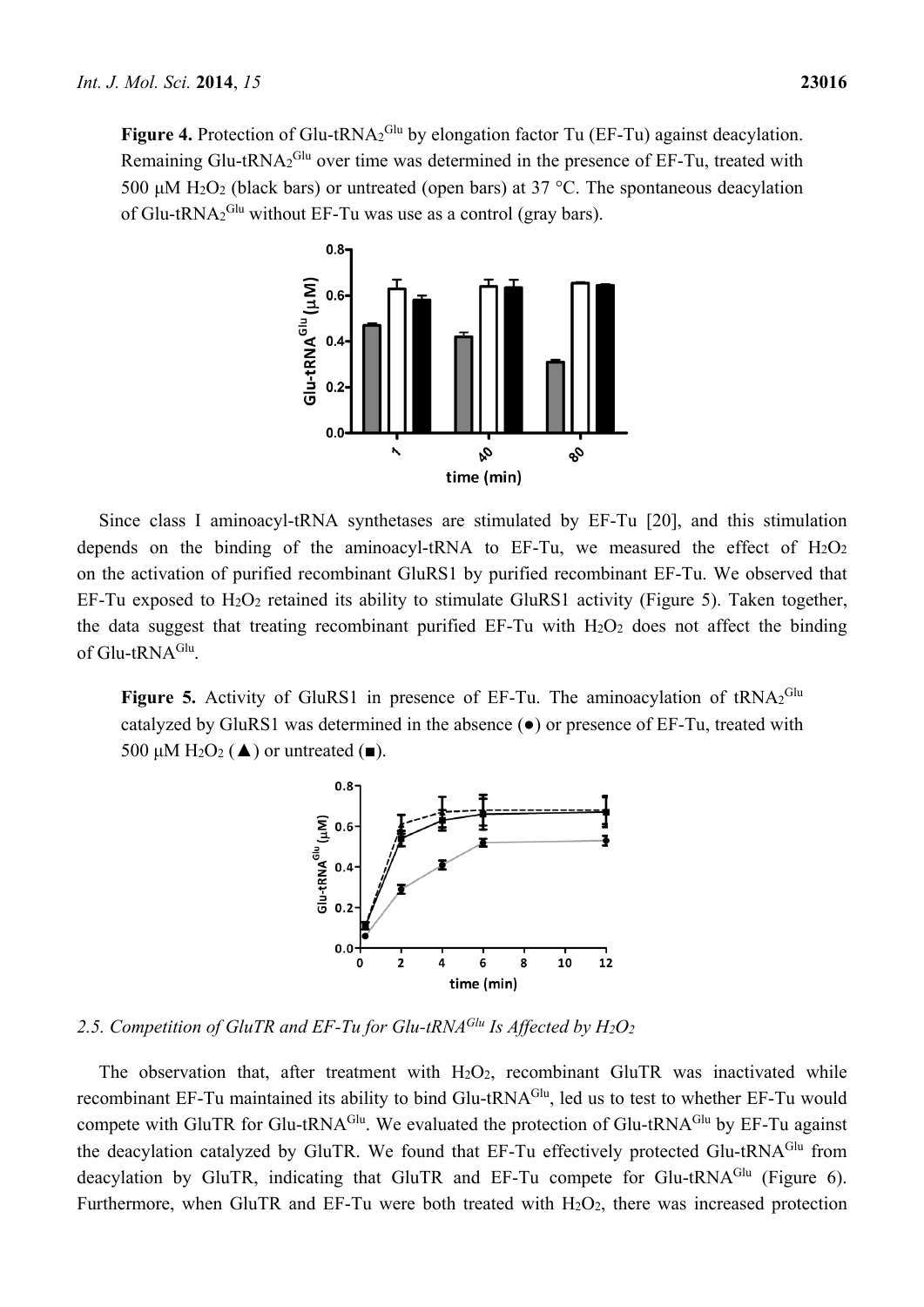**Figure 4.** Protection of Glu-tRNA$_2^{Glu}$ by elongation factor Tu (EF-Tu) against deacylation. Remaining Glu-tRNA$_2^{Glu}$ over time was determined in the presence of EF-Tu, treated with 500 μM $H_2O_2$ (black bars) or untreated (open bars) at 37 °C. The spontaneous deacylation of Glu-tRNA$_2^{Glu}$ without EF-Tu was use as a control (gray bars).

Since class I aminoacyl-tRNA synthetases are stimulated by EF-Tu [20], and this stimulation depends on the binding of the aminoacyl-tRNA to EF-Tu, we measured the effect of $H_2O_2$ on the activation of purified recombinant GluRS1 by purified recombinant EF-Tu. We observed that EF-Tu exposed to $H_2O_2$ retained its ability to stimulate GluRS1 activity (Figure 5). Taken together, the data suggest that treating recombinant purified EF-Tu with $H_2O_2$ does not affect the binding of Glu-tRNA$^{Glu}$.

**Figure 5.** Activity of GluRS1 in presence of EF-Tu. The aminoacylation of tRNA$_2^{Glu}$ catalyzed by GluRS1 was determined in the absence (●) or presence of EF-Tu, treated with 500 μM $H_2O_2$ (▲) or untreated (■).

*2.5. Competition of GluTR and EF-Tu for Glu-tRNA$^{Glu}$ Is Affected by $H_2O_2$*

The observation that, after treatment with $H_2O_2$, recombinant GluTR was inactivated while recombinant EF-Tu maintained its ability to bind Glu-tRNA$^{Glu}$, led us to test to whether EF-Tu would compete with GluTR for Glu-tRNA$^{Glu}$. We evaluated the protection of Glu-tRNA$^{Glu}$ by EF-Tu against the deacylation catalyzed by GluTR. We found that EF-Tu effectively protected Glu-tRNA$^{Glu}$ from deacylation by GluTR, indicating that GluTR and EF-Tu compete for Glu-tRNA$^{Glu}$ (Figure 6). Furthermore, when GluTR and EF-Tu were both treated with $H_2O_2$, there was increased protection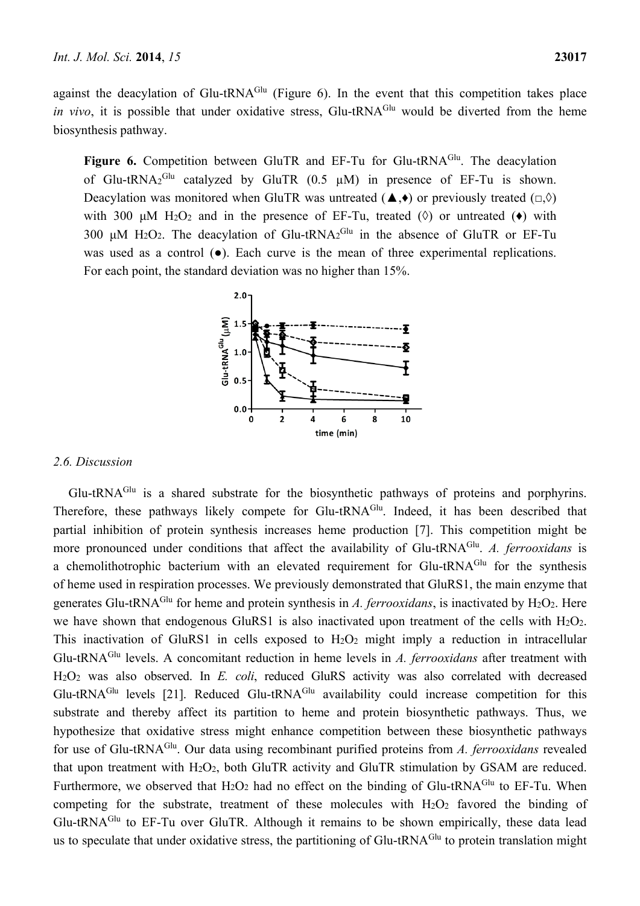against the deacylation of Glu-tRNA$^{Glu}$ (Figure 6). In the event that this competition takes place *in vivo*, it is possible that under oxidative stress, Glu-tRNA$^{Glu}$ would be diverted from the heme biosynthesis pathway.

**Figure 6.** Competition between GluTR and EF-Tu for Glu-tRNA$^{Glu}$. The deacylation of Glu-tRNA$_2^{Glu}$ catalyzed by GluTR (0.5 μM) in presence of EF-Tu is shown. Deacylation was monitored when GluTR was untreated (▲,♦) or previously treated (□,◊) with 300 μM $H_2O_2$ and in the presence of EF-Tu, treated (◊) or untreated (♦) with 300 μM $H_2O_2$. The deacylation of Glu-tRNA$_2^{Glu}$ in the absence of GluTR or EF-Tu was used as a control (●). Each curve is the mean of three experimental replications. For each point, the standard deviation was no higher than 15%.

### 2.6. Discussion

Glu-tRNA$^{Glu}$ is a shared substrate for the biosynthetic pathways of proteins and porphyrins. Therefore, these pathways likely compete for Glu-tRNA$^{Glu}$. Indeed, it has been described that partial inhibition of protein synthesis increases heme production [7]. This competition might be more pronounced under conditions that affect the availability of Glu-tRNA$^{Glu}$. *A. ferrooxidans* is a chemolithotrophic bacterium with an elevated requirement for Glu-tRNA$^{Glu}$ for the synthesis of heme used in respiration processes. We previously demonstrated that GluRS1, the main enzyme that generates Glu-tRNA$^{Glu}$ for heme and protein synthesis in *A. ferrooxidans*, is inactivated by $H_2O_2$. Here we have shown that endogenous GluRS1 is also inactivated upon treatment of the cells with $H_2O_2$. This inactivation of GluRS1 in cells exposed to $H_2O_2$ might imply a reduction in intracellular Glu-tRNA$^{Glu}$ levels. A concomitant reduction in heme levels in *A. ferrooxidans* after treatment with $H_2O_2$ was also observed. In *E. coli*, reduced GluRS activity was also correlated with decreased Glu-tRNA$^{Glu}$ levels [21]. Reduced Glu-tRNA$^{Glu}$ availability could increase competition for this substrate and thereby affect its partition to heme and protein biosynthetic pathways. Thus, we hypothesize that oxidative stress might enhance competition between these biosynthetic pathways for use of Glu-tRNA$^{Glu}$. Our data using recombinant purified proteins from *A. ferrooxidans* revealed that upon treatment with $H_2O_2$, both GluTR activity and GluTR stimulation by GSAM are reduced. Furthermore, we observed that $H_2O_2$ had no effect on the binding of Glu-tRNA$^{Glu}$ to EF-Tu. When competing for the substrate, treatment of these molecules with $H_2O_2$ favored the binding of Glu-tRNA$^{Glu}$ to EF-Tu over GluTR. Although it remains to be shown empirically, these data lead us to speculate that under oxidative stress, the partitioning of Glu-tRNA$^{Glu}$ to protein translation might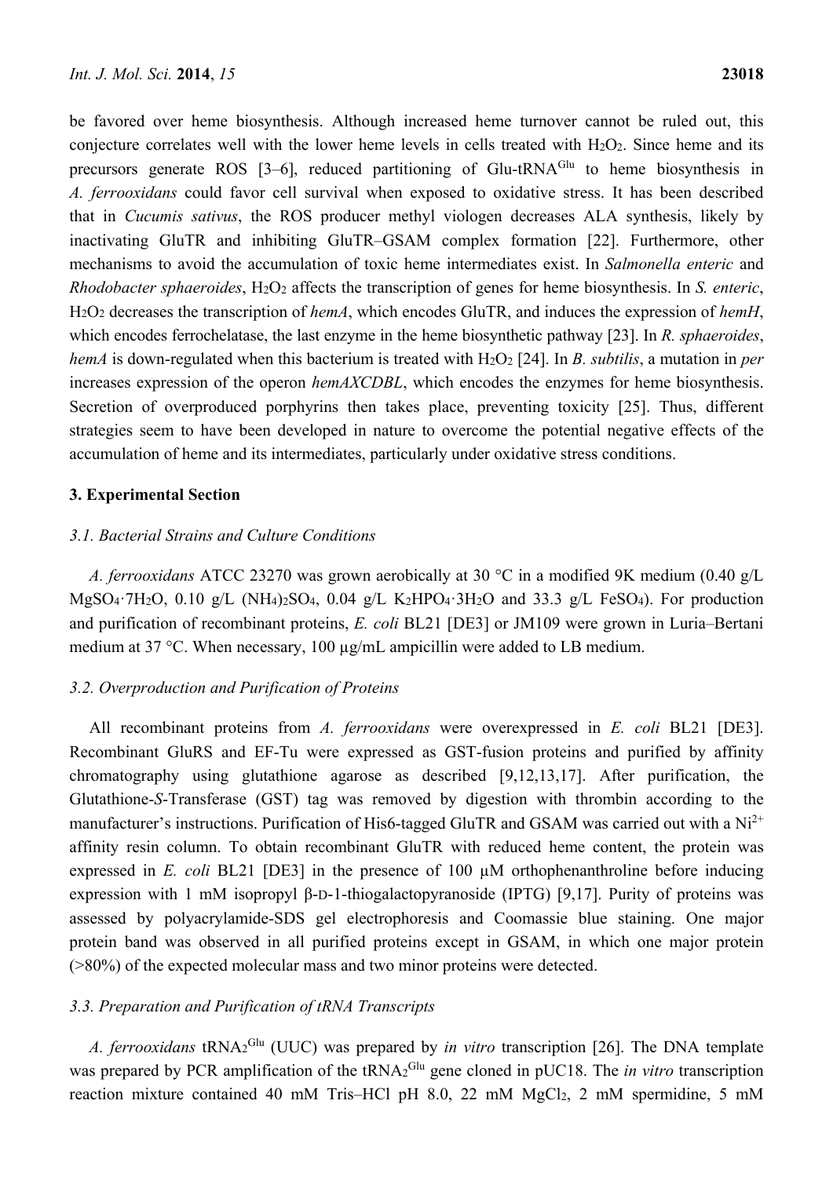be favored over heme biosynthesis. Although increased heme turnover cannot be ruled out, this conjecture correlates well with the lower heme levels in cells treated with $H_2O_2$. Since heme and its precursors generate ROS [3–6], reduced partitioning of Glu-tRNA$^{Glu}$ to heme biosynthesis in *A. ferrooxidans* could favor cell survival when exposed to oxidative stress. It has been described that in *Cucumis sativus*, the ROS producer methyl viologen decreases ALA synthesis, likely by inactivating GluTR and inhibiting GluTR–GSAM complex formation [22]. Furthermore, other mechanisms to avoid the accumulation of toxic heme intermediates exist. In *Salmonella enteric* and *Rhodobacter sphaeroides*, $H_2O_2$ affects the transcription of genes for heme biosynthesis. In *S. enteric*, $H_2O_2$ decreases the transcription of *hemA*, which encodes GluTR, and induces the expression of *hemH*, which encodes ferrochelatase, the last enzyme in the heme biosynthetic pathway [23]. In *R. sphaeroides*, *hemA* is down-regulated when this bacterium is treated with $H_2O_2$ [24]. In *B. subtilis*, a mutation in *per* increases expression of the operon *hemAXCDBL*, which encodes the enzymes for heme biosynthesis. Secretion of overproduced porphyrins then takes place, preventing toxicity [25]. Thus, different strategies seem to have been developed in nature to overcome the potential negative effects of the accumulation of heme and its intermediates, particularly under oxidative stress conditions.

## 3. Experimental Section

### 3.1. Bacterial Strains and Culture Conditions

*A. ferrooxidans* ATCC 23270 was grown aerobically at 30 °C in a modified 9K medium (0.40 g/L $MgSO_4 \cdot 7H_2O$, 0.10 g/L $(NH_4)_2SO_4$, 0.04 g/L $K_2HPO_4 \cdot 3H_2O$ and 33.3 g/L $FeSO_4$). For production and purification of recombinant proteins, *E. coli* BL21 [DE3] or JM109 were grown in Luria–Bertani medium at 37 °C. When necessary, 100 μg/mL ampicillin were added to LB medium.

### 3.2. Overproduction and Purification of Proteins

All recombinant proteins from *A. ferrooxidans* were overexpressed in *E. coli* BL21 [DE3]. Recombinant GluRS and EF-Tu were expressed as GST-fusion proteins and purified by affinity chromatography using glutathione agarose as described [9,12,13,17]. After purification, the Glutathione-*S*-Transferase (GST) tag was removed by digestion with thrombin according to the manufacturer's instructions. Purification of His6-tagged GluTR and GSAM was carried out with a $Ni^{2+}$ affinity resin column. To obtain recombinant GluTR with reduced heme content, the protein was expressed in *E. coli* BL21 [DE3] in the presence of 100 μM orthophenanthroline before inducing expression with 1 mM isopropyl β-D-1-thiogalactopyranoside (IPTG) [9,17]. Purity of proteins was assessed by polyacrylamide-SDS gel electrophoresis and Coomassie blue staining. One major protein band was observed in all purified proteins except in GSAM, in which one major protein (>80%) of the expected molecular mass and two minor proteins were detected.

### 3.3. Preparation and Purification of tRNA Transcripts

*A. ferrooxidans* tRNA$_2^{Glu}$ (UUC) was prepared by *in vitro* transcription [26]. The DNA template was prepared by PCR amplification of the tRNA$_2^{Glu}$ gene cloned in pUC18. The *in vitro* transcription reaction mixture contained 40 mM Tris–HCl pH 8.0, 22 mM $MgCl_2$, 2 mM spermidine, 5 mM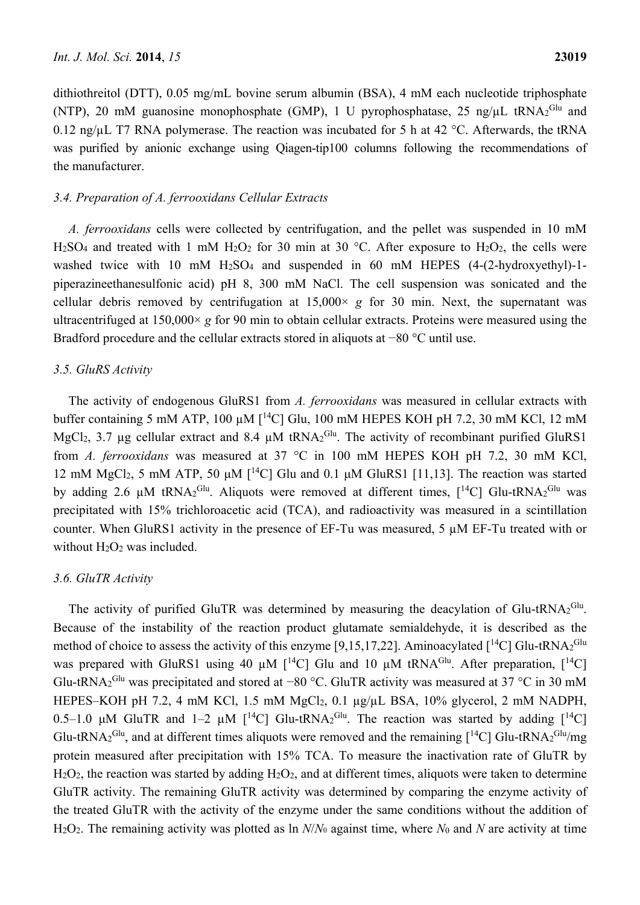dithiothreitol (DTT), 0.05 mg/mL bovine serum albumin (BSA), 4 mM each nucleotide triphosphate (NTP), 20 mM guanosine monophosphate (GMP), 1 U pyrophosphatase, 25 ng/μL $tRNA_2^{Glu}$ and 0.12 ng/μL T7 RNA polymerase. The reaction was incubated for 5 h at 42 °C. Afterwards, the tRNA was purified by anionic exchange using Qiagen-tip100 columns following the recommendations of the manufacturer.

### *3.4. Preparation of A. ferrooxidans Cellular Extracts*

*A. ferrooxidans* cells were collected by centrifugation, and the pellet was suspended in 10 mM $H_2SO_4$ and treated with 1 mM $H_2O_2$ for 30 min at 30 °C. After exposure to $H_2O_2$, the cells were washed twice with 10 mM $H_2SO_4$ and suspended in 60 mM HEPES (4-(2-hydroxyethyl)-1-piperazineethanesulfonic acid) pH 8, 300 mM NaCl. The cell suspension was sonicated and the cellular debris removed by centrifugation at 15,000× *g* for 30 min. Next, the supernatant was ultracentrifuged at 150,000× *g* for 90 min to obtain cellular extracts. Proteins were measured using the Bradford procedure and the cellular extracts stored in aliquots at −80 °C until use.

### *3.5. GluRS Activity*

The activity of endogenous GluRS1 from *A. ferrooxidans* was measured in cellular extracts with buffer containing 5 mM ATP, 100 μM [$^{14}$C] Glu, 100 mM HEPES KOH pH 7.2, 30 mM KCl, 12 mM $MgCl_2$, 3.7 μg cellular extract and 8.4 μM $tRNA_2^{Glu}$. The activity of recombinant purified GluRS1 from *A. ferrooxidans* was measured at 37 °C in 100 mM HEPES KOH pH 7.2, 30 mM KCl, 12 mM $MgCl_2$, 5 mM ATP, 50 μM [$^{14}$C] Glu and 0.1 μM GluRS1 [11,13]. The reaction was started by adding 2.6 μM $tRNA_2^{Glu}$. Aliquots were removed at different times, [$^{14}$C] Glu-$tRNA_2^{Glu}$ was precipitated with 15% trichloroacetic acid (TCA), and radioactivity was measured in a scintillation counter. When GluRS1 activity in the presence of EF-Tu was measured, 5 μM EF-Tu treated with or without $H_2O_2$ was included.

### *3.6. GluTR Activity*

The activity of purified GluTR was determined by measuring the deacylation of Glu-$tRNA_2^{Glu}$. Because of the instability of the reaction product glutamate semialdehyde, it is described as the method of choice to assess the activity of this enzyme [9,15,17,22]. Aminoacylated [$^{14}$C] Glu-$tRNA_2^{Glu}$ was prepared with GluRS1 using 40 μM [$^{14}$C] Glu and 10 μM $tRNA^{Glu}$. After preparation, [$^{14}$C] Glu-$tRNA_2^{Glu}$ was precipitated and stored at −80 °C. GluTR activity was measured at 37 °C in 30 mM HEPES–KOH pH 7.2, 4 mM KCl, 1.5 mM $MgCl_2$, 0.1 μg/μL BSA, 10% glycerol, 2 mM NADPH, 0.5–1.0 μM GluTR and 1–2 μM [$^{14}$C] Glu-$tRNA_2^{Glu}$. The reaction was started by adding [$^{14}$C] Glu-$tRNA_2^{Glu}$, and at different times aliquots were removed and the remaining [$^{14}$C] Glu-$tRNA_2^{Glu}$/mg protein measured after precipitation with 15% TCA. To measure the inactivation rate of GluTR by $H_2O_2$, the reaction was started by adding $H_2O_2$, and at different times, aliquots were taken to determine GluTR activity. The remaining GluTR activity was determined by comparing the enzyme activity of the treated GluTR with the activity of the enzyme under the same conditions without the addition of $H_2O_2$. The remaining activity was plotted as $\ln N/N_0$ against time, where $N_0$ and $N$ are activity at time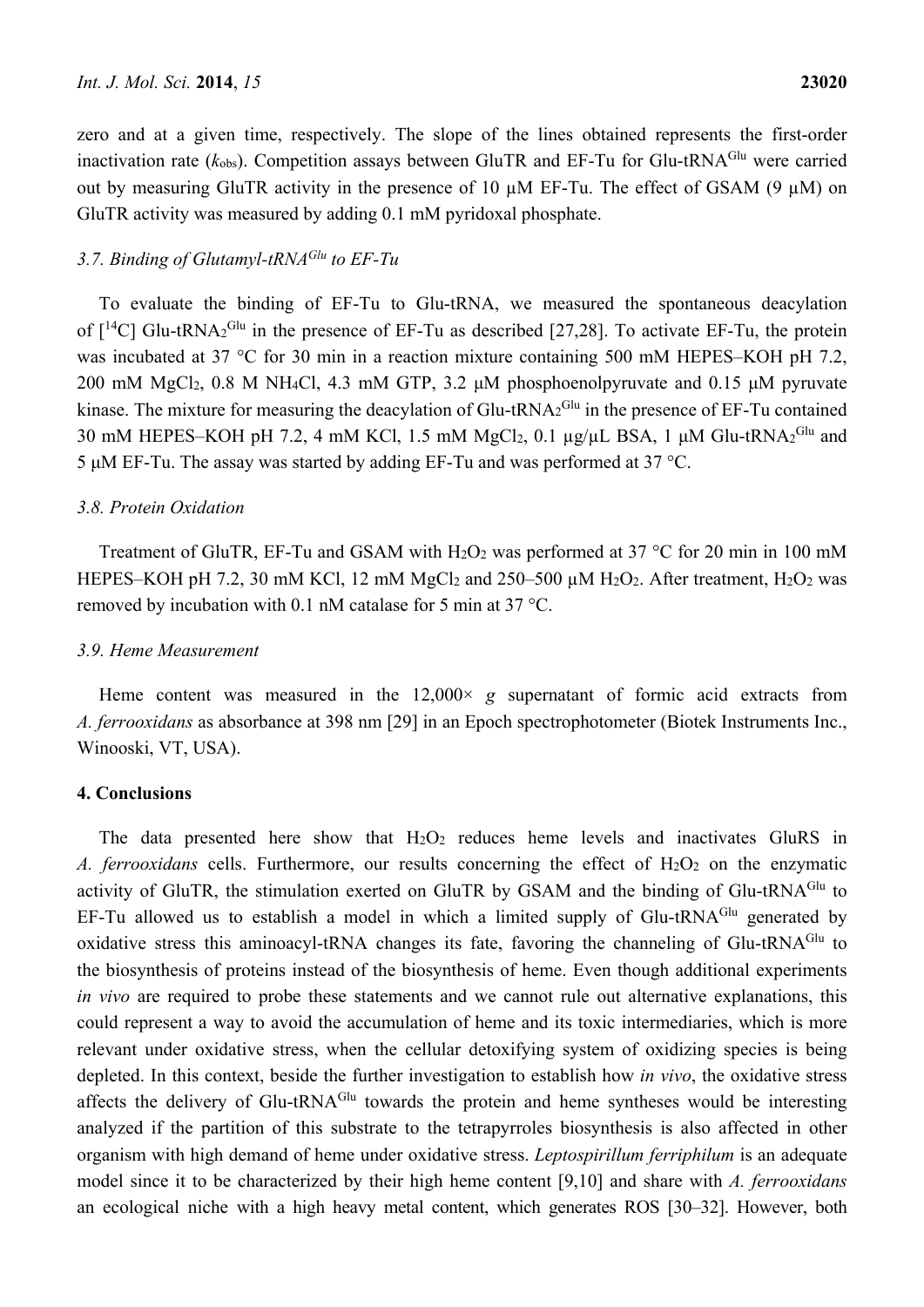zero and at a given time, respectively. The slope of the lines obtained represents the first-order inactivation rate ($k_{obs}$). Competition assays between GluTR and EF-Tu for Glu-tRNA$^{Glu}$ were carried out by measuring GluTR activity in the presence of 10 μM EF-Tu. The effect of GSAM (9 μM) on GluTR activity was measured by adding 0.1 mM pyridoxal phosphate.

### *3.7. Binding of Glutamyl-tRNA$^{Glu}$ to EF-Tu*

To evaluate the binding of EF-Tu to Glu-tRNA, we measured the spontaneous deacylation of [$^{14}$C] Glu-tRNA$_2^{Glu}$ in the presence of EF-Tu as described [27,28]. To activate EF-Tu, the protein was incubated at 37 °C for 30 min in a reaction mixture containing 500 mM HEPES–KOH pH 7.2, 200 mM $MgCl_2$, 0.8 M $NH_4Cl$, 4.3 mM GTP, 3.2 μM phosphoenolpyruvate and 0.15 μM pyruvate kinase. The mixture for measuring the deacylation of Glu-tRNA$_2^{Glu}$ in the presence of EF-Tu contained 30 mM HEPES–KOH pH 7.2, 4 mM KCl, 1.5 mM $MgCl_2$, 0.1 μg/μL BSA, 1 μM Glu-tRNA$_2^{Glu}$ and 5 μM EF-Tu. The assay was started by adding EF-Tu and was performed at 37 °C.

### *3.8. Protein Oxidation*

Treatment of GluTR, EF-Tu and GSAM with $H_2O_2$ was performed at 37 °C for 20 min in 100 mM HEPES–KOH pH 7.2, 30 mM KCl, 12 mM $MgCl_2$ and 250–500 μM $H_2O_2$. After treatment, $H_2O_2$ was removed by incubation with 0.1 nM catalase for 5 min at 37 °C.

### *3.9. Heme Measurement*

Heme content was measured in the 12,000× *g* supernatant of formic acid extracts from *A. ferrooxidans* as absorbance at 398 nm [29] in an Epoch spectrophotometer (Biotek Instruments Inc., Winooski, VT, USA).

## 4. Conclusions

The data presented here show that $H_2O_2$ reduces heme levels and inactivates GluRS in *A. ferrooxidans* cells. Furthermore, our results concerning the effect of $H_2O_2$ on the enzymatic activity of GluTR, the stimulation exerted on GluTR by GSAM and the binding of Glu-tRNA$^{Glu}$ to EF-Tu allowed us to establish a model in which a limited supply of Glu-tRNA$^{Glu}$ generated by oxidative stress this aminoacyl-tRNA changes its fate, favoring the channeling of Glu-tRNA$^{Glu}$ to the biosynthesis of proteins instead of the biosynthesis of heme. Even though additional experiments *in vivo* are required to probe these statements and we cannot rule out alternative explanations, this could represent a way to avoid the accumulation of heme and its toxic intermediaries, which is more relevant under oxidative stress, when the cellular detoxifying system of oxidizing species is being depleted. In this context, beside the further investigation to establish how *in vivo*, the oxidative stress affects the delivery of Glu-tRNA$^{Glu}$ towards the protein and heme syntheses would be interesting analyzed if the partition of this substrate to the tetrapyrroles biosynthesis is also affected in other organism with high demand of heme under oxidative stress. *Leptospirillum ferriphilum* is an adequate model since it to be characterized by their high heme content [9,10] and share with *A. ferrooxidans* an ecological niche with a high heavy metal content, which generates ROS [30–32]. However, both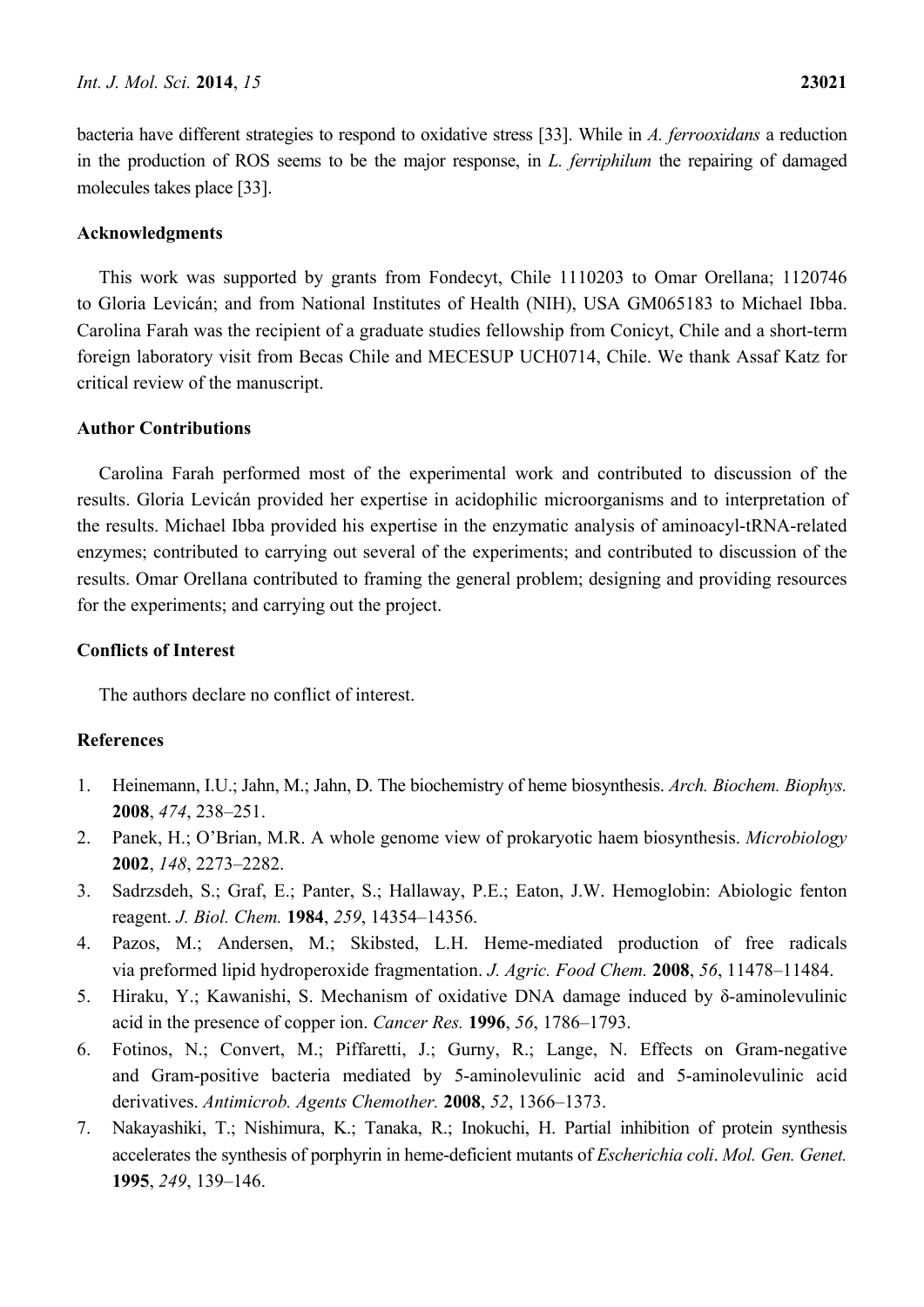bacteria have different strategies to respond to oxidative stress [33]. While in *A. ferrooxidans* a reduction in the production of ROS seems to be the major response, in *L. ferriphilum* the repairing of damaged molecules takes place [33].

## Acknowledgments

This work was supported by grants from Fondecyt, Chile 1110203 to Omar Orellana; 1120746 to Gloria Levicán; and from National Institutes of Health (NIH), USA GM065183 to Michael Ibba. Carolina Farah was the recipient of a graduate studies fellowship from Conicyt, Chile and a short-term foreign laboratory visit from Becas Chile and MECESUP UCH0714, Chile. We thank Assaf Katz for critical review of the manuscript.

## Author Contributions

Carolina Farah performed most of the experimental work and contributed to discussion of the results. Gloria Levicán provided her expertise in acidophilic microorganisms and to interpretation of the results. Michael Ibba provided his expertise in the enzymatic analysis of aminoacyl-tRNA-related enzymes; contributed to carrying out several of the experiments; and contributed to discussion of the results. Omar Orellana contributed to framing the general problem; designing and providing resources for the experiments; and carrying out the project.

## Conflicts of Interest

The authors declare no conflict of interest.

## References

1. Heinemann, I.U.; Jahn, M.; Jahn, D. The biochemistry of heme biosynthesis. *Arch. Biochem. Biophys.* **2008**, *474*, 238–251.
2. Panek, H.; O'Brian, M.R. A whole genome view of prokaryotic haem biosynthesis. *Microbiology* **2002**, *148*, 2273–2282.
3. Sadrzsdeh, S.; Graf, E.; Panter, S.; Hallaway, P.E.; Eaton, J.W. Hemoglobin: Abiologic fenton reagent. *J. Biol. Chem.* **1984**, *259*, 14354–14356.
4. Pazos, M.; Andersen, M.; Skibsted, L.H. Heme-mediated production of free radicals via preformed lipid hydroperoxide fragmentation. *J. Agric. Food Chem.* **2008**, *56*, 11478–11484.
5. Hiraku, Y.; Kawanishi, S. Mechanism of oxidative DNA damage induced by δ-aminolevulinic acid in the presence of copper ion. *Cancer Res.* **1996**, *56*, 1786–1793.
6. Fotinos, N.; Convert, M.; Piffaretti, J.; Gurny, R.; Lange, N. Effects on Gram-negative and Gram-positive bacteria mediated by 5-aminolevulinic acid and 5-aminolevulinic acid derivatives. *Antimicrob. Agents Chemother.* **2008**, *52*, 1366–1373.
7. Nakayashiki, T.; Nishimura, K.; Tanaka, R.; Inokuchi, H. Partial inhibition of protein synthesis accelerates the synthesis of porphyrin in heme-deficient mutants of *Escherichia coli*. *Mol. Gen. Genet.* **1995**, *249*, 139–146.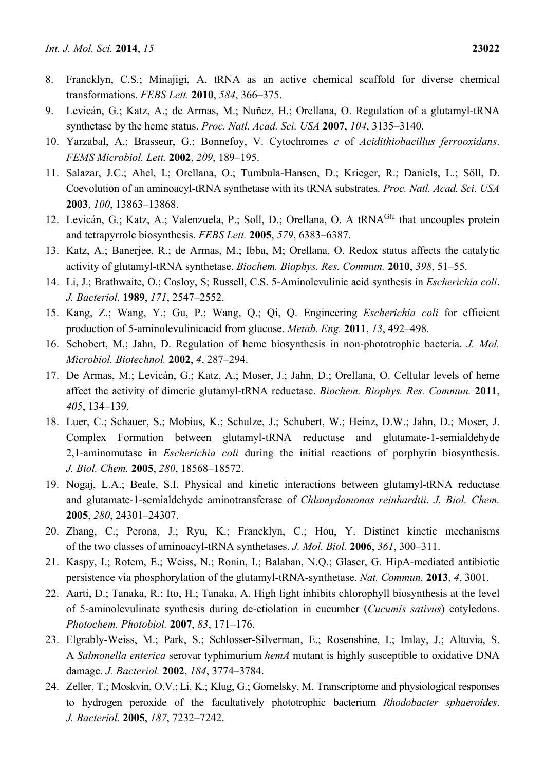8. Francklyn, C.S.; Minajigi, A. tRNA as an active chemical scaffold for diverse chemical transformations. *FEBS Lett.* **2010**, *584*, 366–375.
9. Levicán, G.; Katz, A.; de Armas, M.; Nuñez, H.; Orellana, O. Regulation of a glutamyl-tRNA synthetase by the heme status. *Proc. Natl. Acad. Sci. USA* **2007**, *104*, 3135–3140.
10. Yarzabal, A.; Brasseur, G.; Bonnefoy, V. Cytochromes *c* of *Acidithiobacillus ferrooxidans*. *FEMS Microbiol. Lett.* **2002**, *209*, 189–195.
11. Salazar, J.C.; Ahel, I.; Orellana, O.; Tumbula-Hansen, D.; Krieger, R.; Daniels, L.; Söll, D. Coevolution of an aminoacyl-tRNA synthetase with its tRNA substrates. *Proc. Natl. Acad. Sci. USA* **2003**, *100*, 13863–13868.
12. Levicán, G.; Katz, A.; Valenzuela, P.; Soll, D.; Orellana, O. A $tRNA^{Glu}$ that uncouples protein and tetrapyrrole biosynthesis. *FEBS Lett.* **2005**, *579*, 6383–6387.
13. Katz, A.; Banerjee, R.; de Armas, M.; Ibba, M; Orellana, O. Redox status affects the catalytic activity of glutamyl-tRNA synthetase. *Biochem. Biophys. Res. Commun.* **2010**, *398*, 51–55.
14. Li, J.; Brathwaite, O.; Cosloy, S; Russell, C.S. 5-Aminolevulinic acid synthesis in *Escherichia coli*. *J. Bacteriol.* **1989**, *171*, 2547–2552.
15. Kang, Z.; Wang, Y.; Gu, P.; Wang, Q.; Qi, Q. Engineering *Escherichia coli* for efficient production of 5-aminolevulinicacid from glucose. *Metab. Eng.* **2011**, *13*, 492–498.
16. Schobert, M.; Jahn, D. Regulation of heme biosynthesis in non-phototrophic bacteria. *J. Mol. Microbiol. Biotechnol.* **2002**, *4*, 287–294.
17. De Armas, M.; Levicán, G.; Katz, A.; Moser, J.; Jahn, D.; Orellana, O. Cellular levels of heme affect the activity of dimeric glutamyl-tRNA reductase. *Biochem. Biophys. Res. Commun.* **2011**, *405*, 134–139.
18. Luer, C.; Schauer, S.; Mobius, K.; Schulze, J.; Schubert, W.; Heinz, D.W.; Jahn, D.; Moser, J. Complex Formation between glutamyl-tRNA reductase and glutamate-1-semialdehyde 2,1-aminomutase in *Escherichia coli* during the initial reactions of porphyrin biosynthesis. *J. Biol. Chem.* **2005**, *280*, 18568–18572.
19. Nogaj, L.A.; Beale, S.I. Physical and kinetic interactions between glutamyl-tRNA reductase and glutamate-1-semialdehyde aminotransferase of *Chlamydomonas reinhardtii*. *J. Biol. Chem.* **2005**, *280*, 24301–24307.
20. Zhang, C.; Perona, J.; Ryu, K.; Francklyn, C.; Hou, Y. Distinct kinetic mechanisms of the two classes of aminoacyl-tRNA synthetases. *J. Mol. Biol.* **2006**, *361*, 300–311.
21. Kaspy, I.; Rotem, E.; Weiss, N.; Ronin, I.; Balaban, N.Q.; Glaser, G. HipA-mediated antibiotic persistence via phosphorylation of the glutamyl-tRNA-synthetase. *Nat. Commun.* **2013**, *4*, 3001.
22. Aarti, D.; Tanaka, R.; Ito, H.; Tanaka, A. High light inhibits chlorophyll biosynthesis at the level of 5-aminolevulinate synthesis during de-etiolation in cucumber (*Cucumis sativus*) cotyledons. *Photochem. Photobiol.* **2007**, *83*, 171–176.
23. Elgrably-Weiss, M.; Park, S.; Schlosser-Silverman, E.; Rosenshine, I.; Imlay, J.; Altuvia, S. A *Salmonella enterica* serovar typhimurium *hemA* mutant is highly susceptible to oxidative DNA damage. *J. Bacteriol.* **2002**, *184*, 3774–3784.
24. Zeller, T.; Moskvin, O.V.; Li, K.; Klug, G.; Gomelsky, M. Transcriptome and physiological responses to hydrogen peroxide of the facultatively phototrophic bacterium *Rhodobacter sphaeroides*. *J. Bacteriol.* **2005**, *187*, 7232–7242.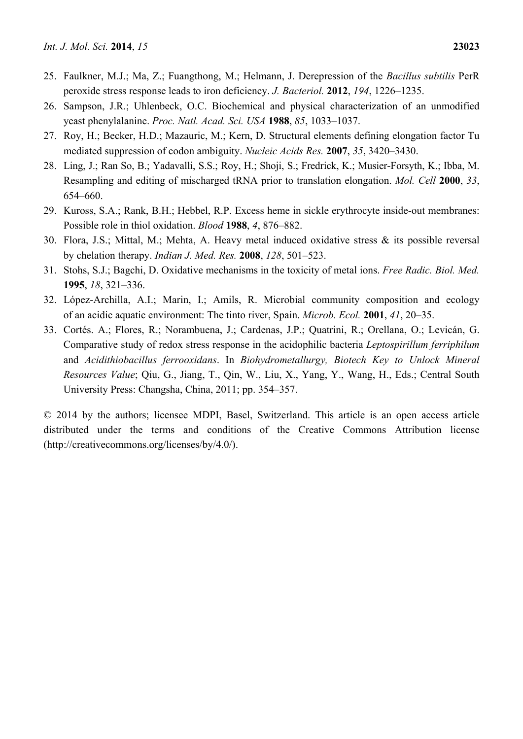25. Faulkner, M.J.; Ma, Z.; Fuangthong, M.; Helmann, J. Derepression of the *Bacillus subtilis* PerR peroxide stress response leads to iron deficiency. *J. Bacteriol.* **2012**, *194*, 1226–1235.
26. Sampson, J.R.; Uhlenbeck, O.C. Biochemical and physical characterization of an unmodified yeast phenylalanine. *Proc. Natl. Acad. Sci. USA* **1988**, *85*, 1033–1037.
27. Roy, H.; Becker, H.D.; Mazauric, M.; Kern, D. Structural elements defining elongation factor Tu mediated suppression of codon ambiguity. *Nucleic Acids Res.* **2007**, *35*, 3420–3430.
28. Ling, J.; Ran So, B.; Yadavalli, S.S.; Roy, H.; Shoji, S.; Fredrick, K.; Musier-Forsyth, K.; Ibba, M. Resampling and editing of mischarged tRNA prior to translation elongation. *Mol. Cell* **2000**, *33*, 654–660.
29. Kuross, S.A.; Rank, B.H.; Hebbel, R.P. Excess heme in sickle erythrocyte inside-out membranes: Possible role in thiol oxidation. *Blood* **1988**, *4*, 876–882.
30. Flora, J.S.; Mittal, M.; Mehta, A. Heavy metal induced oxidative stress & its possible reversal by chelation therapy. *Indian J. Med. Res.* **2008**, *128*, 501–523.
31. Stohs, S.J.; Bagchi, D. Oxidative mechanisms in the toxicity of metal ions. *Free Radic. Biol. Med.* **1995**, *18*, 321–336.
32. López-Archilla, A.I.; Marin, I.; Amils, R. Microbial community composition and ecology of an acidic aquatic environment: The tinto river, Spain. *Microb. Ecol.* **2001**, *41*, 20–35.
33. Cortés. A.; Flores, R.; Norambuena, J.; Cardenas, J.P.; Quatrini, R.; Orellana, O.; Levicán, G. Comparative study of redox stress response in the acidophilic bacteria *Leptospirillum ferriphilum* and *Acidithiobacillus ferrooxidans*. In *Biohydrometallurgy, Biotech Key to Unlock Mineral Resources Value*; Qiu, G., Jiang, T., Qin, W., Liu, X., Yang, Y., Wang, H., Eds.; Central South University Press: Changsha, China, 2011; pp. 354–357.

© 2014 by the authors; licensee MDPI, Basel, Switzerland. This article is an open access article distributed under the terms and conditions of the Creative Commons Attribution license (http://creativecommons.org/licenses/by/4.0/).